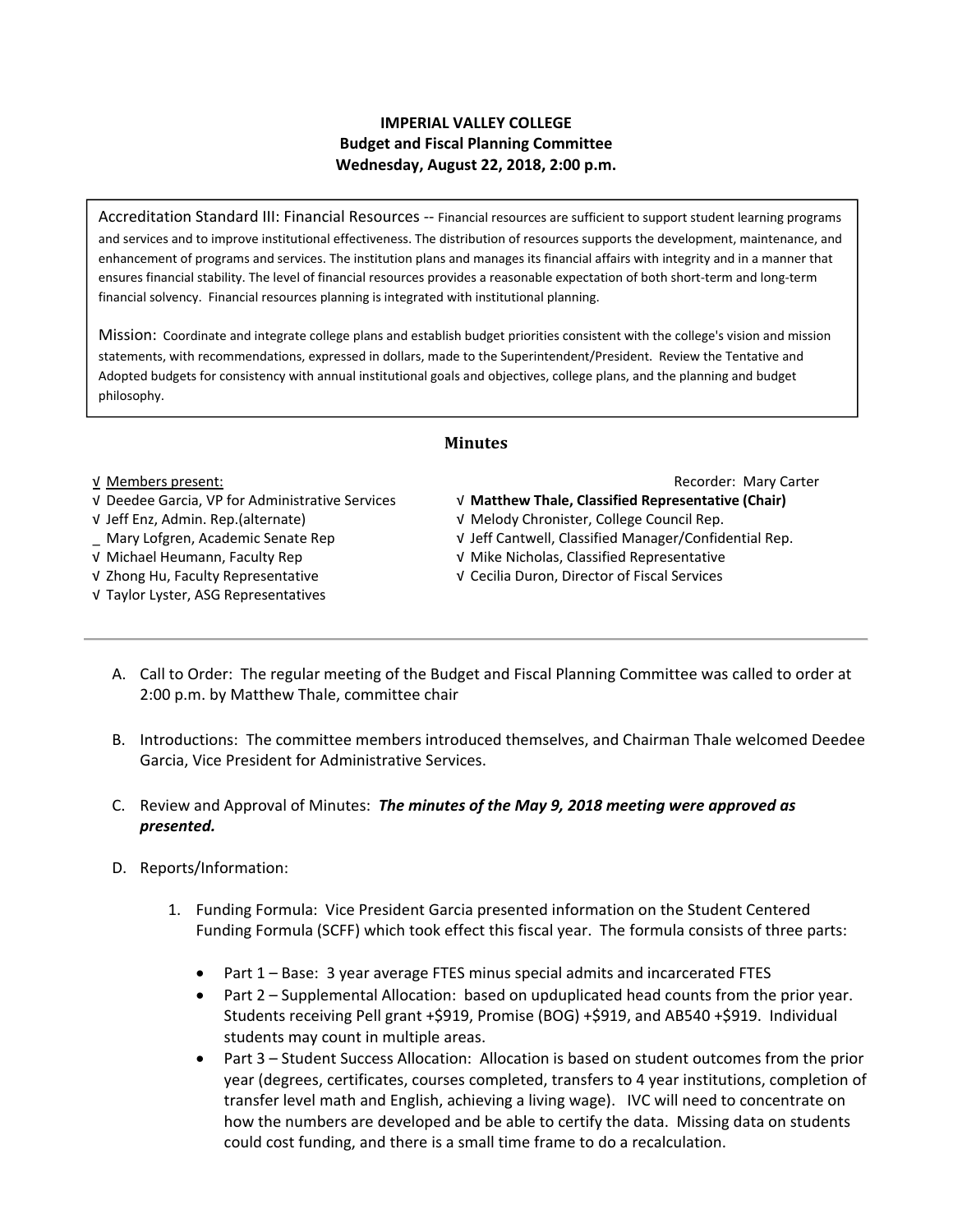# IMPERIAL VALLEY COLLEGE
## Budget and Fiscal Planning Committee
### Wednesday, August 22, 2018, 2:00 p.m.

> Accreditation Standard III: Financial Resources -- Financial resources are sufficient to support student learning programs and services and to improve institutional effectiveness. The distribution of resources supports the development, maintenance, and enhancement of programs and services. The institution plans and manages its financial affairs with integrity and in a manner that ensures financial stability. The level of financial resources provides a reasonable expectation of both short-term and long-term financial solvency. Financial resources planning is integrated with institutional planning.
>
> Mission: Coordinate and integrate college plans and establish budget priorities consistent with the college's vision and mission statements, with recommendations, expressed in dollars, made to the Superintendent/President. Review the Tentative and Adopted budgets for consistency with annual institutional goals and objectives, college plans, and the planning and budget philosophy.

## Minutes

√ Members present:

Recorder: Mary Carter

√ Deedee Garcia, VP for Administrative Services
√ Jeff Enz, Admin. Rep.(alternate)
_ Mary Lofgren, Academic Senate Rep
√ Michael Heumann, Faculty Rep
√ Zhong Hu, Faculty Representative
√ Taylor Lyster, ASG Representatives
√ **Matthew Thale, Classified Representative (Chair)**
√ Melody Chronister, College Council Rep.
√ Jeff Cantwell, Classified Manager/Confidential Rep.
√ Mike Nicholas, Classified Representative
√ Cecilia Duron, Director of Fiscal Services

---

A. Call to Order: The regular meeting of the Budget and Fiscal Planning Committee was called to order at 2:00 p.m. by Matthew Thale, committee chair

B. Introductions: The committee members introduced themselves, and Chairman Thale welcomed Deedee Garcia, Vice President for Administrative Services.

C. Review and Approval of Minutes: ***The minutes of the May 9, 2018 meeting were approved as presented.***

D. Reports/Information:

1. Funding Formula: Vice President Garcia presented information on the Student Centered Funding Formula (SCFF) which took effect this fiscal year. The formula consists of three parts:
   - Part 1 – Base: 3 year average FTES minus special admits and incarcerated FTES
   - Part 2 – Supplemental Allocation: based on upduplicated head counts from the prior year. Students receiving Pell grant +$919, Promise (BOG) +$919, and AB540 +$919. Individual students may count in multiple areas.
   - Part 3 – Student Success Allocation: Allocation is based on student outcomes from the prior year (degrees, certificates, courses completed, transfers to 4 year institutions, completion of transfer level math and English, achieving a living wage). IVC will need to concentrate on how the numbers are developed and be able to certify the data. Missing data on students could cost funding, and there is a small time frame to do a recalculation.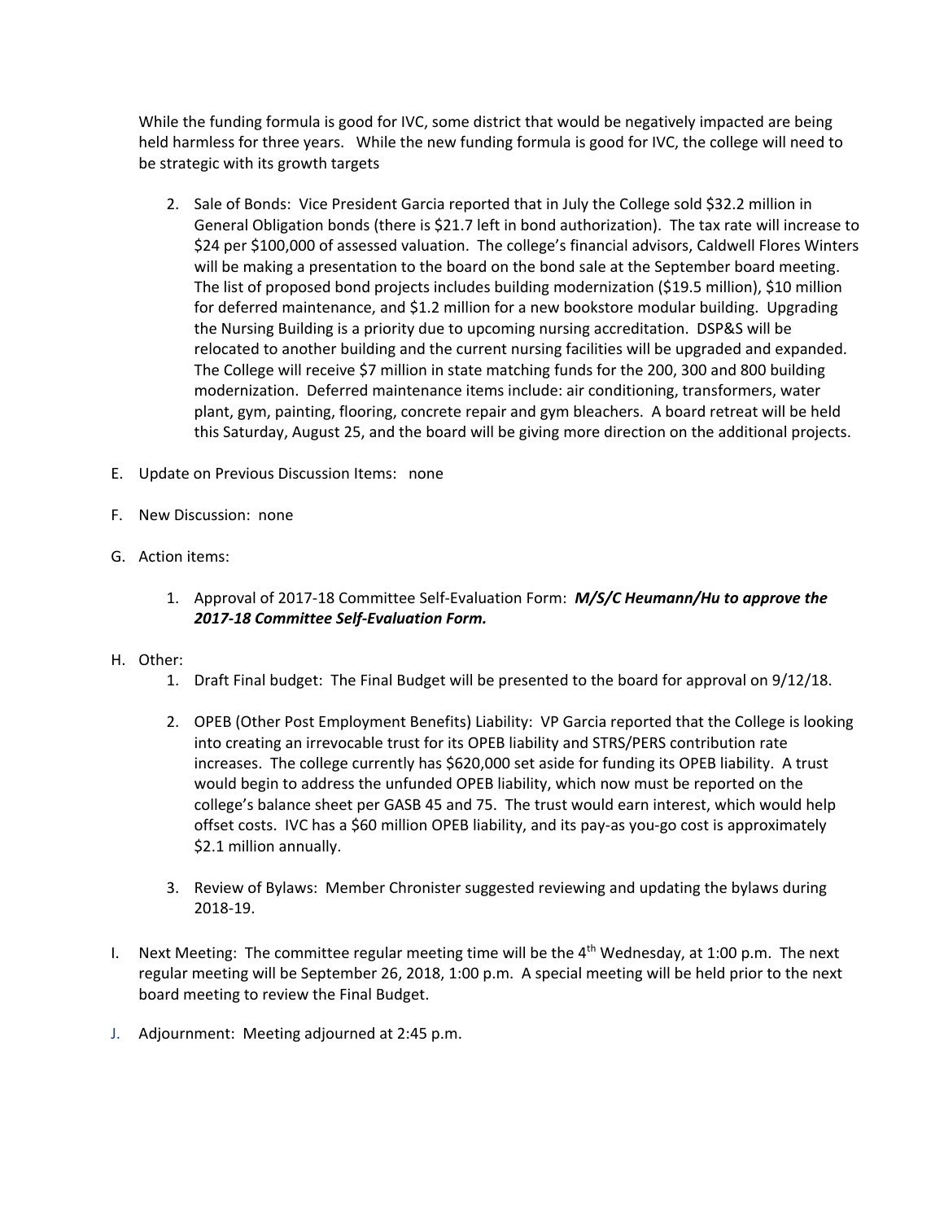While the funding formula is good for IVC, some district that would be negatively impacted are being held harmless for three years. While the new funding formula is good for IVC, the college will need to be strategic with its growth targets

2. Sale of Bonds: Vice President Garcia reported that in July the College sold $32.2 million in General Obligation bonds (there is $21.7 left in bond authorization). The tax rate will increase to $24 per $100,000 of assessed valuation. The college's financial advisors, Caldwell Flores Winters will be making a presentation to the board on the bond sale at the September board meeting. The list of proposed bond projects includes building modernization ($19.5 million), $10 million for deferred maintenance, and $1.2 million for a new bookstore modular building. Upgrading the Nursing Building is a priority due to upcoming nursing accreditation. DSP&S will be relocated to another building and the current nursing facilities will be upgraded and expanded. The College will receive $7 million in state matching funds for the 200, 300 and 800 building modernization. Deferred maintenance items include: air conditioning, transformers, water plant, gym, painting, flooring, concrete repair and gym bleachers. A board retreat will be held this Saturday, August 25, and the board will be giving more direction on the additional projects.

E. Update on Previous Discussion Items: none

F. New Discussion: none

G. Action items:

   1. Approval of 2017-18 Committee Self-Evaluation Form: ***M/S/C Heumann/Hu to approve the 2017-18 Committee Self-Evaluation Form.***

H. Other:

   1. Draft Final budget: The Final Budget will be presented to the board for approval on 9/12/18.

   2. OPEB (Other Post Employment Benefits) Liability: VP Garcia reported that the College is looking into creating an irrevocable trust for its OPEB liability and STRS/PERS contribution rate increases. The college currently has $620,000 set aside for funding its OPEB liability. A trust would begin to address the unfunded OPEB liability, which now must be reported on the college's balance sheet per GASB 45 and 75. The trust would earn interest, which would help offset costs. IVC has a $60 million OPEB liability, and its pay-as you-go cost is approximately $2.1 million annually.

   3. Review of Bylaws: Member Chronister suggested reviewing and updating the bylaws during 2018-19.

I. Next Meeting: The committee regular meeting time will be the 4th Wednesday, at 1:00 p.m. The next regular meeting will be September 26, 2018, 1:00 p.m. A special meeting will be held prior to the next board meeting to review the Final Budget.

J. Adjournment: Meeting adjourned at 2:45 p.m.